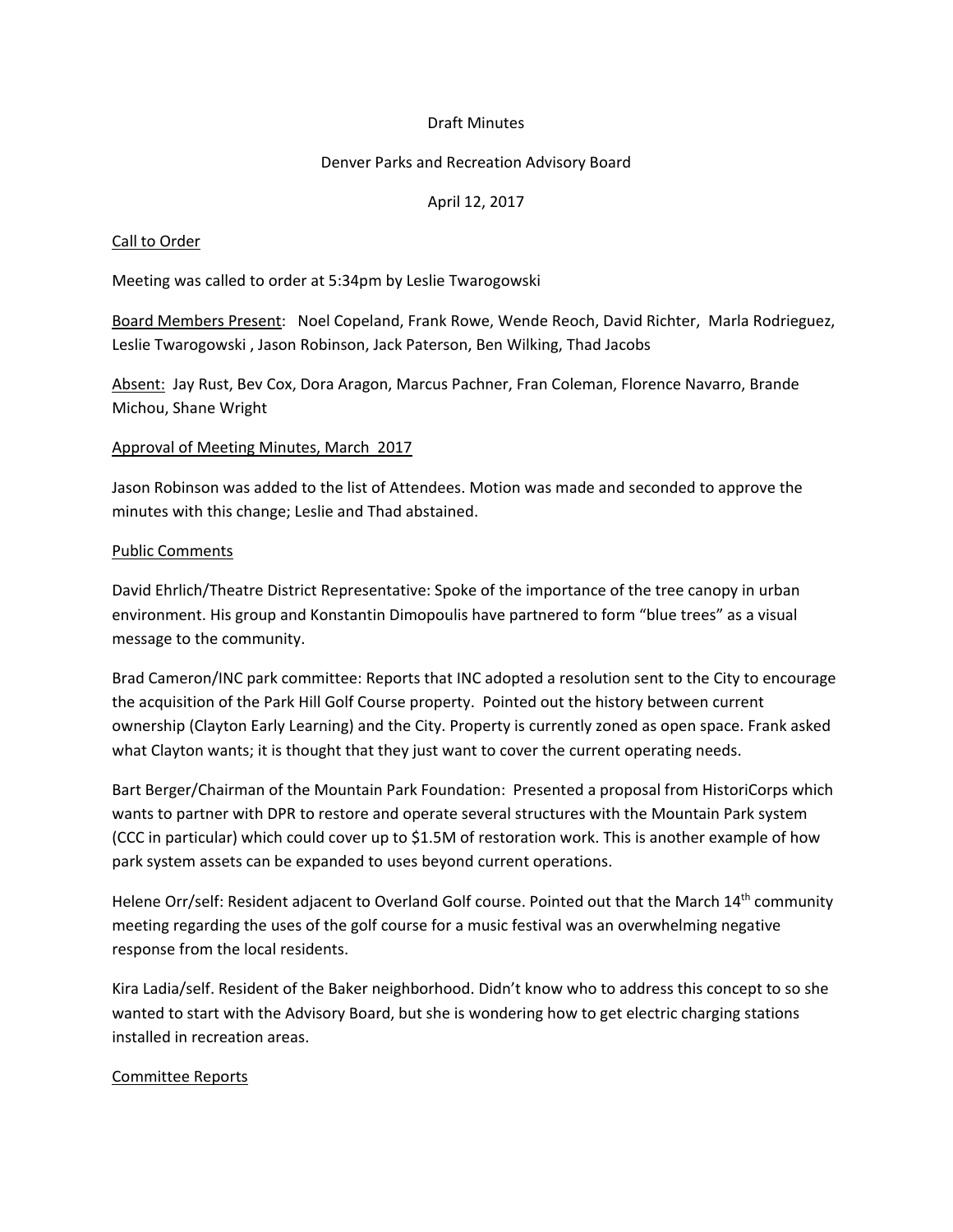Draft Minutes

Denver Parks and Recreation Advisory Board

April 12, 2017

Call to Order

Meeting was called to order at 5:34pm by Leslie Twarogowski

Board Members Present: Noel Copeland, Frank Rowe, Wende Reoch, David Richter, Marla Rodrieguez, Leslie Twarogowski , Jason Robinson, Jack Paterson, Ben Wilking, Thad Jacobs

Absent: Jay Rust, Bev Cox, Dora Aragon, Marcus Pachner, Fran Coleman, Florence Navarro, Brande Michou, Shane Wright

Approval of Meeting Minutes, March 2017

Jason Robinson was added to the list of Attendees. Motion was made and seconded to approve the minutes with this change; Leslie and Thad abstained.

Public Comments

David Ehrlich/Theatre District Representative: Spoke of the importance of the tree canopy in urban environment. His group and Konstantin Dimopoulis have partnered to form "blue trees" as a visual message to the community.

Brad Cameron/INC park committee: Reports that INC adopted a resolution sent to the City to encourage the acquisition of the Park Hill Golf Course property. Pointed out the history between current ownership (Clayton Early Learning) and the City. Property is currently zoned as open space. Frank asked what Clayton wants; it is thought that they just want to cover the current operating needs.

Bart Berger/Chairman of the Mountain Park Foundation: Presented a proposal from HistoriCorps which wants to partner with DPR to restore and operate several structures with the Mountain Park system (CCC in particular) which could cover up to $1.5M of restoration work. This is another example of how park system assets can be expanded to uses beyond current operations.

Helene Orr/self: Resident adjacent to Overland Golf course. Pointed out that the March 14th community meeting regarding the uses of the golf course for a music festival was an overwhelming negative response from the local residents.

Kira Ladia/self. Resident of the Baker neighborhood. Didn't know who to address this concept to so she wanted to start with the Advisory Board, but she is wondering how to get electric charging stations installed in recreation areas.

Committee Reports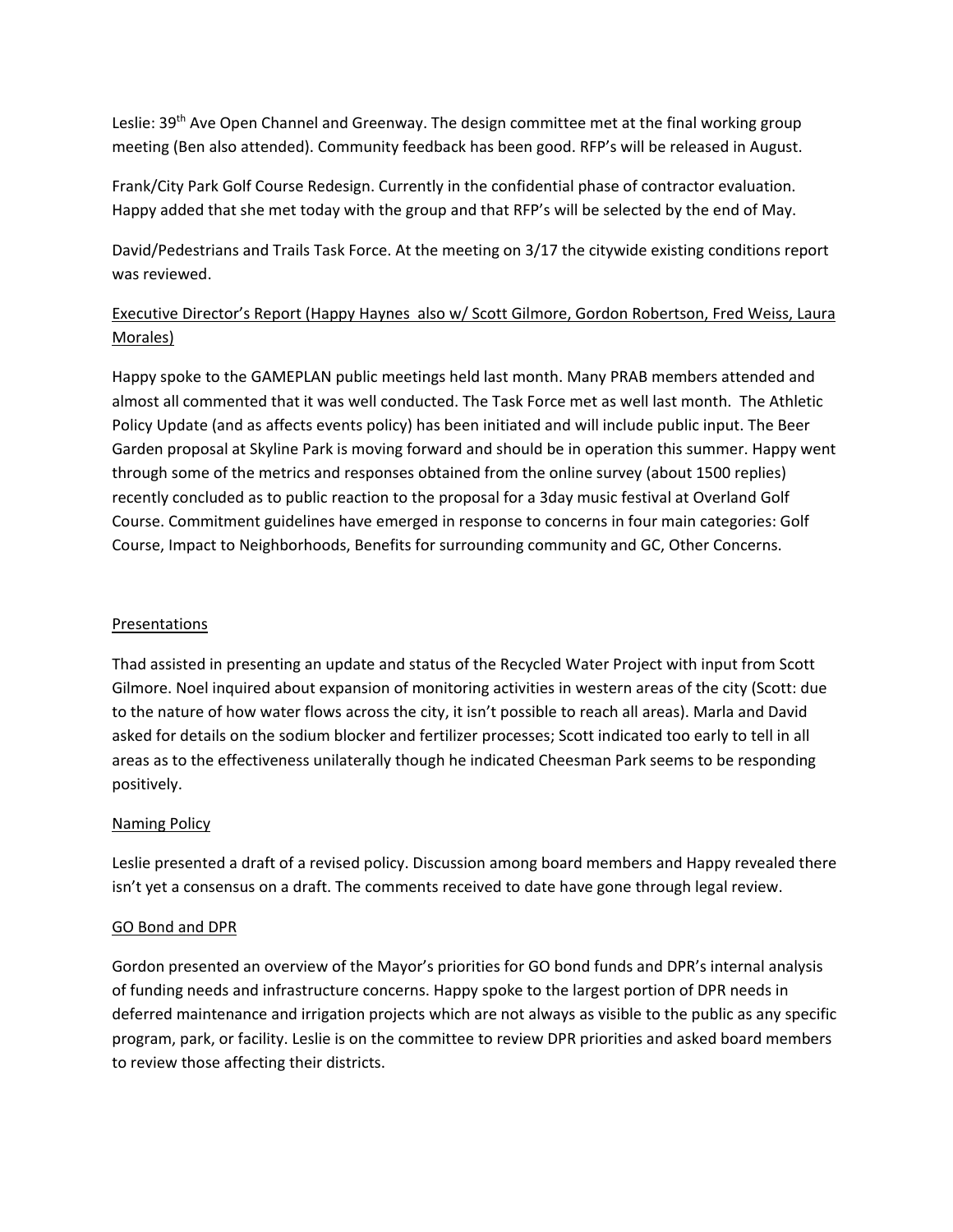Leslie: 39th Ave Open Channel and Greenway. The design committee met at the final working group meeting (Ben also attended). Community feedback has been good. RFP's will be released in August.

Frank/City Park Golf Course Redesign. Currently in the confidential phase of contractor evaluation. Happy added that she met today with the group and that RFP's will be selected by the end of May.

David/Pedestrians and Trails Task Force. At the meeting on 3/17 the citywide existing conditions report was reviewed.

<u>Executive Director's Report (Happy Haynes also w/ Scott Gilmore, Gordon Robertson, Fred Weiss, Laura Morales)</u>

Happy spoke to the GAMEPLAN public meetings held last month. Many PRAB members attended and almost all commented that it was well conducted. The Task Force met as well last month. The Athletic Policy Update (and as affects events policy) has been initiated and will include public input. The Beer Garden proposal at Skyline Park is moving forward and should be in operation this summer. Happy went through some of the metrics and responses obtained from the online survey (about 1500 replies) recently concluded as to public reaction to the proposal for a 3day music festival at Overland Golf Course. Commitment guidelines have emerged in response to concerns in four main categories: Golf Course, Impact to Neighborhoods, Benefits for surrounding community and GC, Other Concerns.

<u>Presentations</u>

Thad assisted in presenting an update and status of the Recycled Water Project with input from Scott Gilmore. Noel inquired about expansion of monitoring activities in western areas of the city (Scott: due to the nature of how water flows across the city, it isn't possible to reach all areas). Marla and David asked for details on the sodium blocker and fertilizer processes; Scott indicated too early to tell in all areas as to the effectiveness unilaterally though he indicated Cheesman Park seems to be responding positively.

<u>Naming Policy</u>

Leslie presented a draft of a revised policy. Discussion among board members and Happy revealed there isn't yet a consensus on a draft. The comments received to date have gone through legal review.

<u>GO Bond and DPR</u>

Gordon presented an overview of the Mayor's priorities for GO bond funds and DPR's internal analysis of funding needs and infrastructure concerns. Happy spoke to the largest portion of DPR needs in deferred maintenance and irrigation projects which are not always as visible to the public as any specific program, park, or facility. Leslie is on the committee to review DPR priorities and asked board members to review those affecting their districts.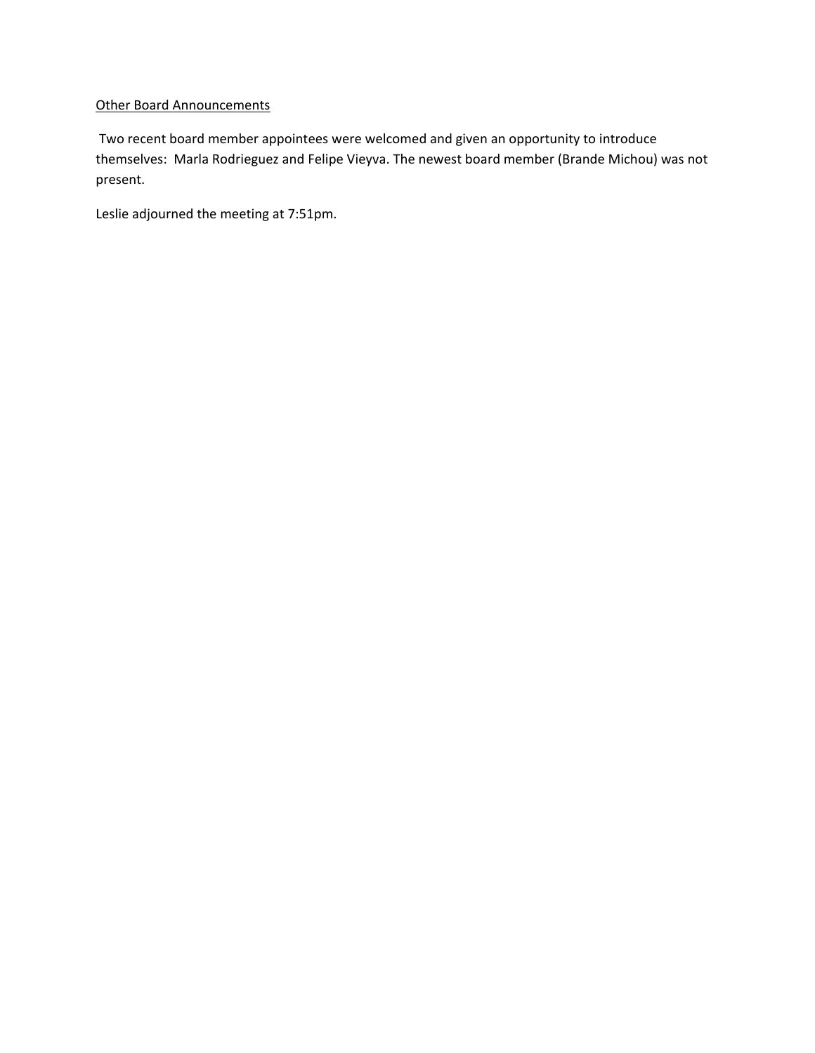Other Board Announcements

Two recent board member appointees were welcomed and given an opportunity to introduce themselves: Marla Rodrieguez and Felipe Vieyva. The newest board member (Brande Michou) was not present.

Leslie adjourned the meeting at 7:51pm.